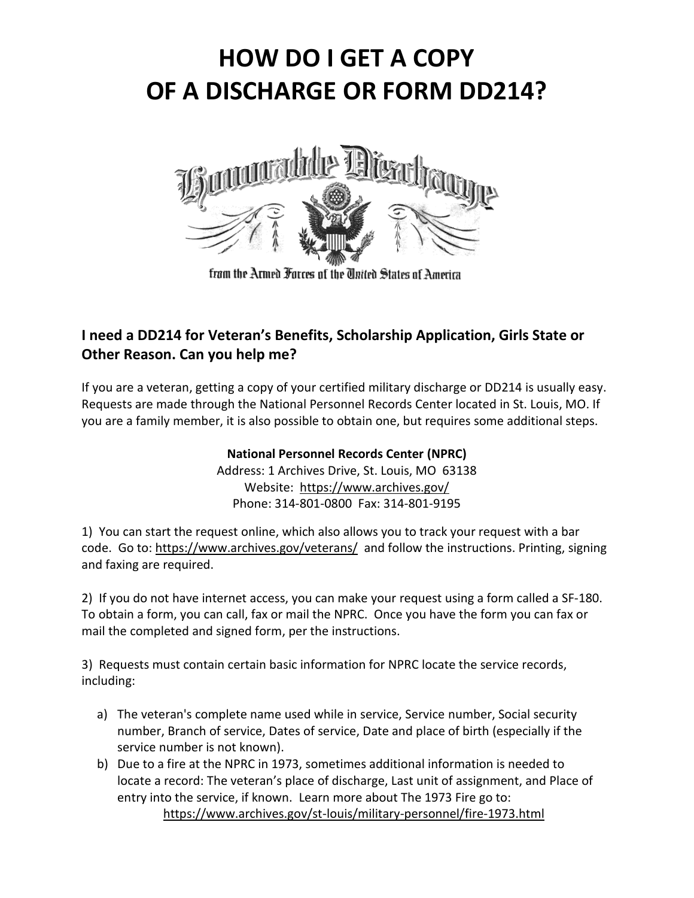# HOW DO I GET A COPY OF A DISCHARGE OR FORM DD214?

Honorable Discharge

from the Armed Forces of the United States of America

### I need a DD214 for Veteran's Benefits, Scholarship Application, Girls State or Other Reason. Can you help me?

If you are a veteran, getting a copy of your certified military discharge or DD214 is usually easy. Requests are made through the National Personnel Records Center located in St. Louis, MO. If you are a family member, it is also possible to obtain one, but requires some additional steps.

**National Personnel Records Center (NPRC)**
Address: 1 Archives Drive, St. Louis, MO 63138
Website: https://www.archives.gov/
Phone: 314-801-0800 Fax: 314-801-9195

1) You can start the request online, which also allows you to track your request with a bar code. Go to: https://www.archives.gov/veterans/ and follow the instructions. Printing, signing and faxing are required.

2) If you do not have internet access, you can make your request using a form called a SF-180. To obtain a form, you can call, fax or mail the NPRC. Once you have the form you can fax or mail the completed and signed form, per the instructions.

3) Requests must contain certain basic information for NPRC locate the service records, including:

a) The veteran's complete name used while in service, Service number, Social security number, Branch of service, Dates of service, Date and place of birth (especially if the service number is not known).
b) Due to a fire at the NPRC in 1973, sometimes additional information is needed to locate a record: The veteran's place of discharge, Last unit of assignment, and Place of entry into the service, if known. Learn more about The 1973 Fire go to: https://www.archives.gov/st-louis/military-personnel/fire-1973.html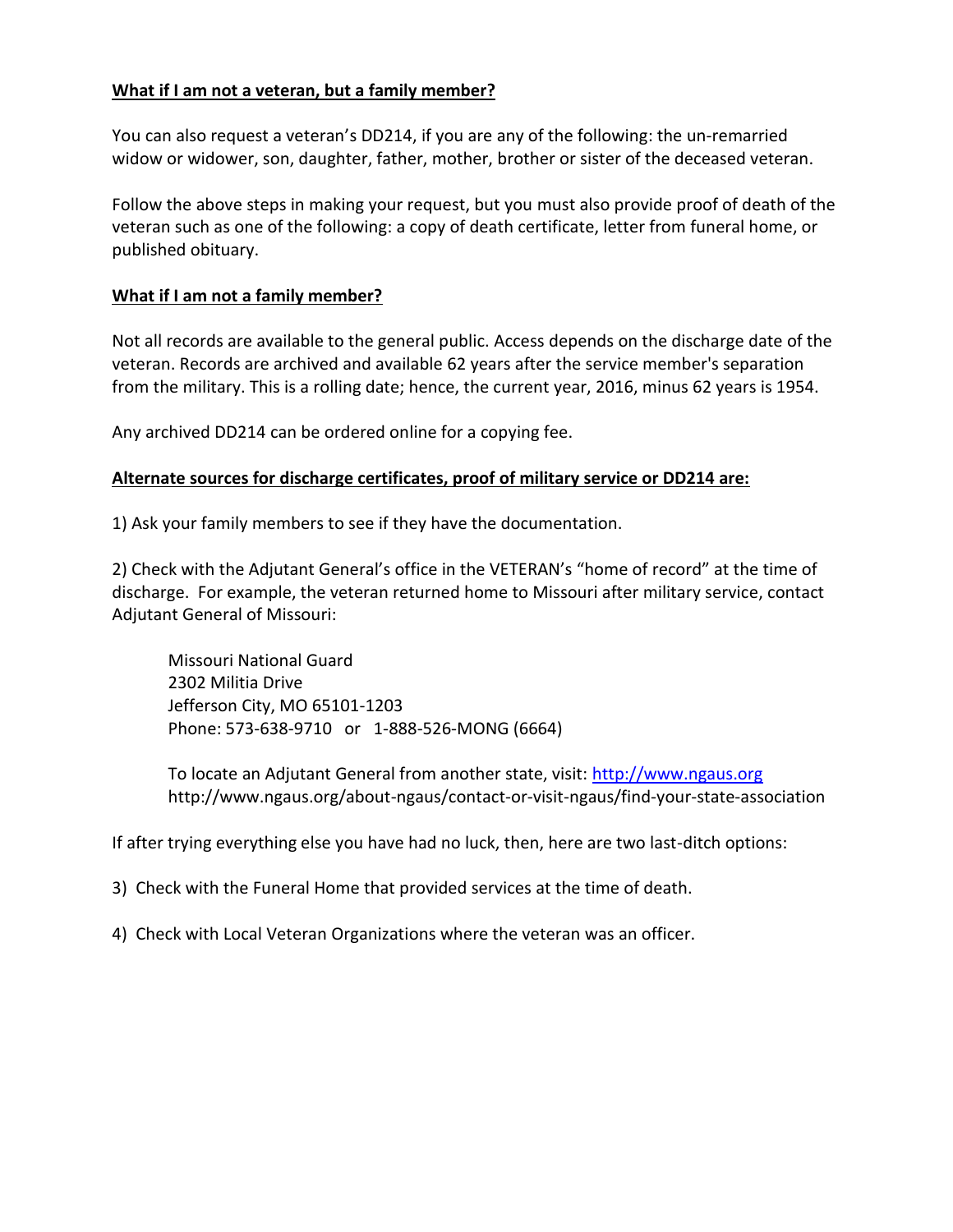**What if I am not a veteran, but a family member?**

You can also request a veteran's DD214, if you are any of the following: the un-remarried widow or widower, son, daughter, father, mother, brother or sister of the deceased veteran.

Follow the above steps in making your request, but you must also provide proof of death of the veteran such as one of the following: a copy of death certificate, letter from funeral home, or published obituary.

**What if I am not a family member?**

Not all records are available to the general public. Access depends on the discharge date of the veteran. Records are archived and available 62 years after the service member's separation from the military. This is a rolling date; hence, the current year, 2016, minus 62 years is 1954.

Any archived DD214 can be ordered online for a copying fee.

**Alternate sources for discharge certificates, proof of military service or DD214 are:**

1) Ask your family members to see if they have the documentation.

2) Check with the Adjutant General's office in the VETERAN's "home of record" at the time of discharge. For example, the veteran returned home to Missouri after military service, contact Adjutant General of Missouri:

> Missouri National Guard
> 2302 Militia Drive
> Jefferson City, MO 65101-1203
> Phone: 573-638-9710 or 1-888-526-MONG (6664)
>
> To locate an Adjutant General from another state, visit: [http://www.ngaus.org](http://www.ngaus.org)
> http://www.ngaus.org/about-ngaus/contact-or-visit-ngaus/find-your-state-association

If after trying everything else you have had no luck, then, here are two last-ditch options:

3) Check with the Funeral Home that provided services at the time of death.

4) Check with Local Veteran Organizations where the veteran was an officer.